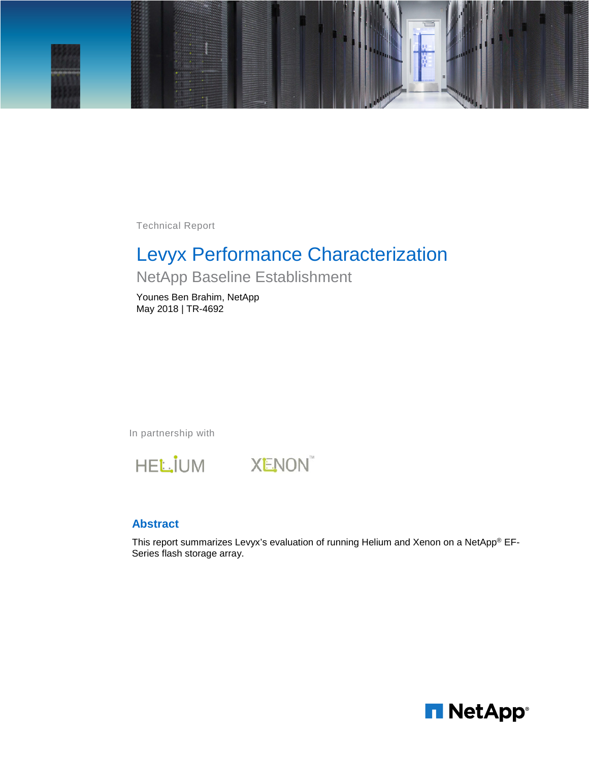Technical Report

# Levyx Performance Characterization

## NetApp Baseline Establishment

Younes Ben Brahim, NetApp
May 2018 | TR-4692

In partnership with

HELIUM XENON™

## Abstract

This report summarizes Levyx's evaluation of running Helium and Xenon on a NetApp® EF-Series flash storage array.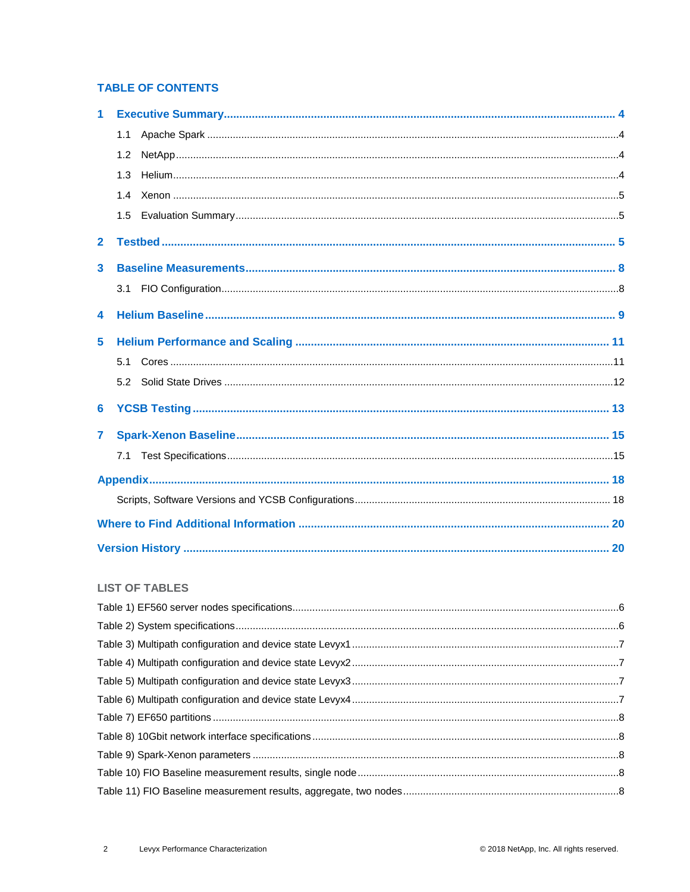## TABLE OF CONTENTS

**1 Executive Summary** .......... 4

- 1.1 Apache Spark .......... 4
- 1.2 NetApp .......... 4
- 1.3 Helium .......... 4
- 1.4 Xenon .......... 5
- 1.5 Evaluation Summary .......... 5

**2 Testbed** .......... 5

**3 Baseline Measurements** .......... 8

- 3.1 FIO Configuration .......... 8

**4 Helium Baseline** .......... 9

**5 Helium Performance and Scaling** .......... 11

- 5.1 Cores .......... 11
- 5.2 Solid State Drives .......... 12

**6 YCSB Testing** .......... 13

**7 Spark-Xenon Baseline** .......... 15

- 7.1 Test Specifications .......... 15

**Appendix** .......... 18

- Scripts, Software Versions and YCSB Configurations .......... 18

**Where to Find Additional Information** .......... 20

**Version History** .......... 20

## LIST OF TABLES

- Table 1) EF560 server nodes specifications .......... 6
- Table 2) System specifications .......... 6
- Table 3) Multipath configuration and device state Levyx1 .......... 7
- Table 4) Multipath configuration and device state Levyx2 .......... 7
- Table 5) Multipath configuration and device state Levyx3 .......... 7
- Table 6) Multipath configuration and device state Levyx4 .......... 7
- Table 7) EF650 partitions .......... 8
- Table 8) 10Gbit network interface specifications .......... 8
- Table 9) Spark-Xenon parameters .......... 8
- Table 10) FIO Baseline measurement results, single node .......... 8
- Table 11) FIO Baseline measurement results, aggregate, two nodes .......... 8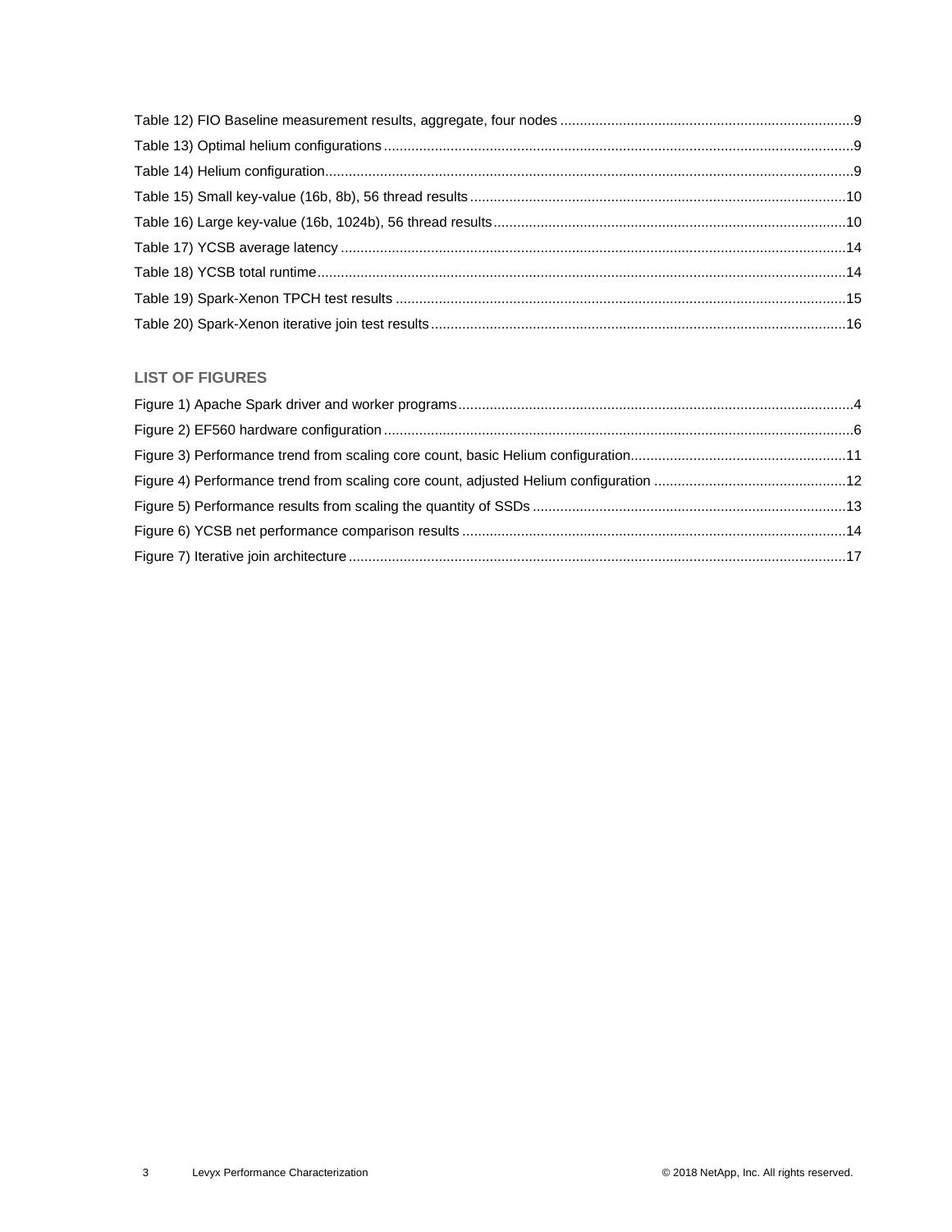Table 12) FIO Baseline measurement results, aggregate, four nodes ....................................................................9

Table 13) Optimal helium configurations .....................................................................................................9

Table 14) Helium configuration.....................................................................................................................9

Table 15) Small key-value (16b, 8b), 56 thread results ..............................................................................10

Table 16) Large key-value (16b, 1024b), 56 thread results........................................................................10

Table 17) YCSB average latency ...............................................................................................................14

Table 18) YCSB total runtime.....................................................................................................................14

Table 19) Spark-Xenon TPCH test results .................................................................................................15

Table 20) Spark-Xenon iterative join test results........................................................................................16

## LIST OF FIGURES

Figure 1) Apache Spark driver and worker programs...................................................................................4

Figure 2) EF560 hardware configuration ......................................................................................................6

Figure 3) Performance trend from scaling core count, basic Helium configuration.....................................11

Figure 4) Performance trend from scaling core count, adjusted Helium configuration ...............................12

Figure 5) Performance results from scaling the quantity of SSDs ..............................................................13

Figure 6) YCSB net performance comparison results ................................................................................14

Figure 7) Iterative join architecture.............................................................................................................17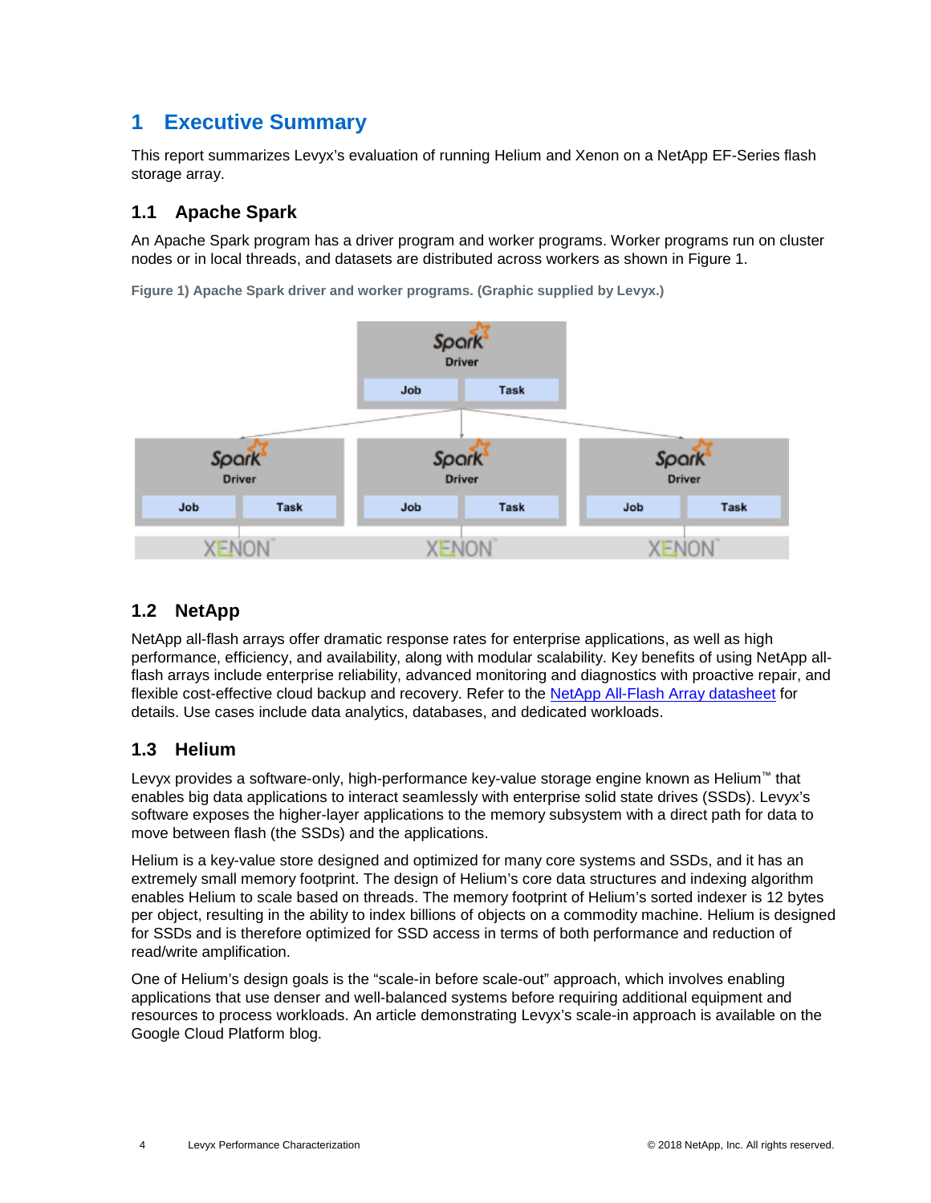# 1 Executive Summary

This report summarizes Levyx's evaluation of running Helium and Xenon on a NetApp EF-Series flash storage array.

## 1.1 Apache Spark

An Apache Spark program has a driver program and worker programs. Worker programs run on cluster nodes or in local threads, and datasets are distributed across workers as shown in Figure 1.

**Figure 1) Apache Spark driver and worker programs. (Graphic supplied by Levyx.)**

## 1.2 NetApp

NetApp all-flash arrays offer dramatic response rates for enterprise applications, as well as high performance, efficiency, and availability, along with modular scalability. Key benefits of using NetApp all-flash arrays include enterprise reliability, advanced monitoring and diagnostics with proactive repair, and flexible cost-effective cloud backup and recovery. Refer to the NetApp All-Flash Array datasheet for details. Use cases include data analytics, databases, and dedicated workloads.

## 1.3 Helium

Levyx provides a software-only, high-performance key-value storage engine known as Helium™ that enables big data applications to interact seamlessly with enterprise solid state drives (SSDs). Levyx's software exposes the higher-layer applications to the memory subsystem with a direct path for data to move between flash (the SSDs) and the applications.

Helium is a key-value store designed and optimized for many core systems and SSDs, and it has an extremely small memory footprint. The design of Helium's core data structures and indexing algorithm enables Helium to scale based on threads. The memory footprint of Helium's sorted indexer is 12 bytes per object, resulting in the ability to index billions of objects on a commodity machine. Helium is designed for SSDs and is therefore optimized for SSD access in terms of both performance and reduction of read/write amplification.

One of Helium's design goals is the "scale-in before scale-out" approach, which involves enabling applications that use denser and well-balanced systems before requiring additional equipment and resources to process workloads. An article demonstrating Levyx's scale-in approach is available on the Google Cloud Platform blog.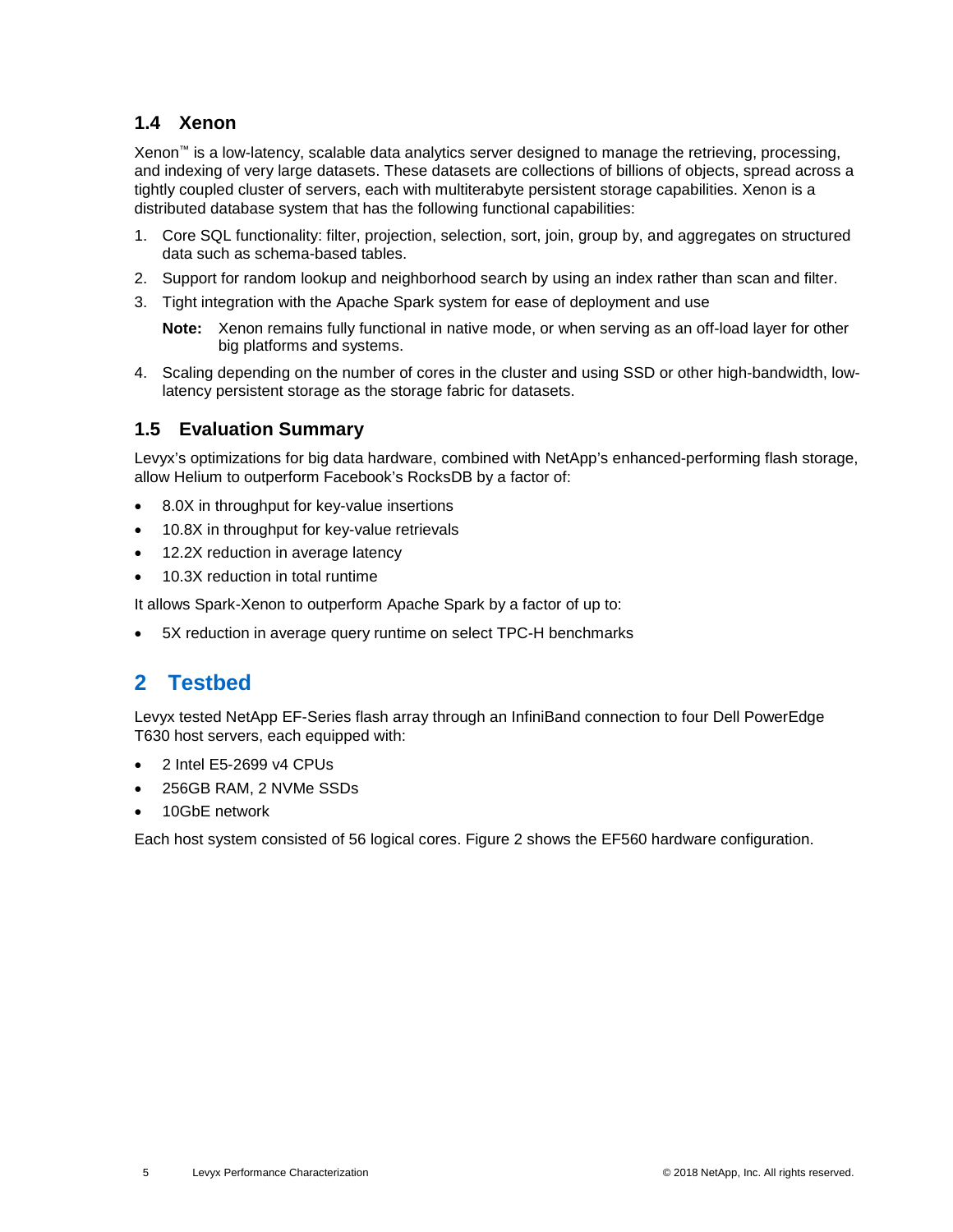### 1.4 Xenon

Xenon™ is a low-latency, scalable data analytics server designed to manage the retrieving, processing, and indexing of very large datasets. These datasets are collections of billions of objects, spread across a tightly coupled cluster of servers, each with multiterabyte persistent storage capabilities. Xenon is a distributed database system that has the following functional capabilities:

1. Core SQL functionality: filter, projection, selection, sort, join, group by, and aggregates on structured data such as schema-based tables.
2. Support for random lookup and neighborhood search by using an index rather than scan and filter.
3. Tight integration with the Apache Spark system for ease of deployment and use

   **Note:** Xenon remains fully functional in native mode, or when serving as an off-load layer for other big platforms and systems.

4. Scaling depending on the number of cores in the cluster and using SSD or other high-bandwidth, low-latency persistent storage as the storage fabric for datasets.

### 1.5 Evaluation Summary

Levyx's optimizations for big data hardware, combined with NetApp's enhanced-performing flash storage, allow Helium to outperform Facebook's RocksDB by a factor of:

- 8.0X in throughput for key-value insertions
- 10.8X in throughput for key-value retrievals
- 12.2X reduction in average latency
- 10.3X reduction in total runtime

It allows Spark-Xenon to outperform Apache Spark by a factor of up to:

- 5X reduction in average query runtime on select TPC-H benchmarks

## 2 Testbed

Levyx tested NetApp EF-Series flash array through an InfiniBand connection to four Dell PowerEdge T630 host servers, each equipped with:

- 2 Intel E5-2699 v4 CPUs
- 256GB RAM, 2 NVMe SSDs
- 10GbE network

Each host system consisted of 56 logical cores. Figure 2 shows the EF560 hardware configuration.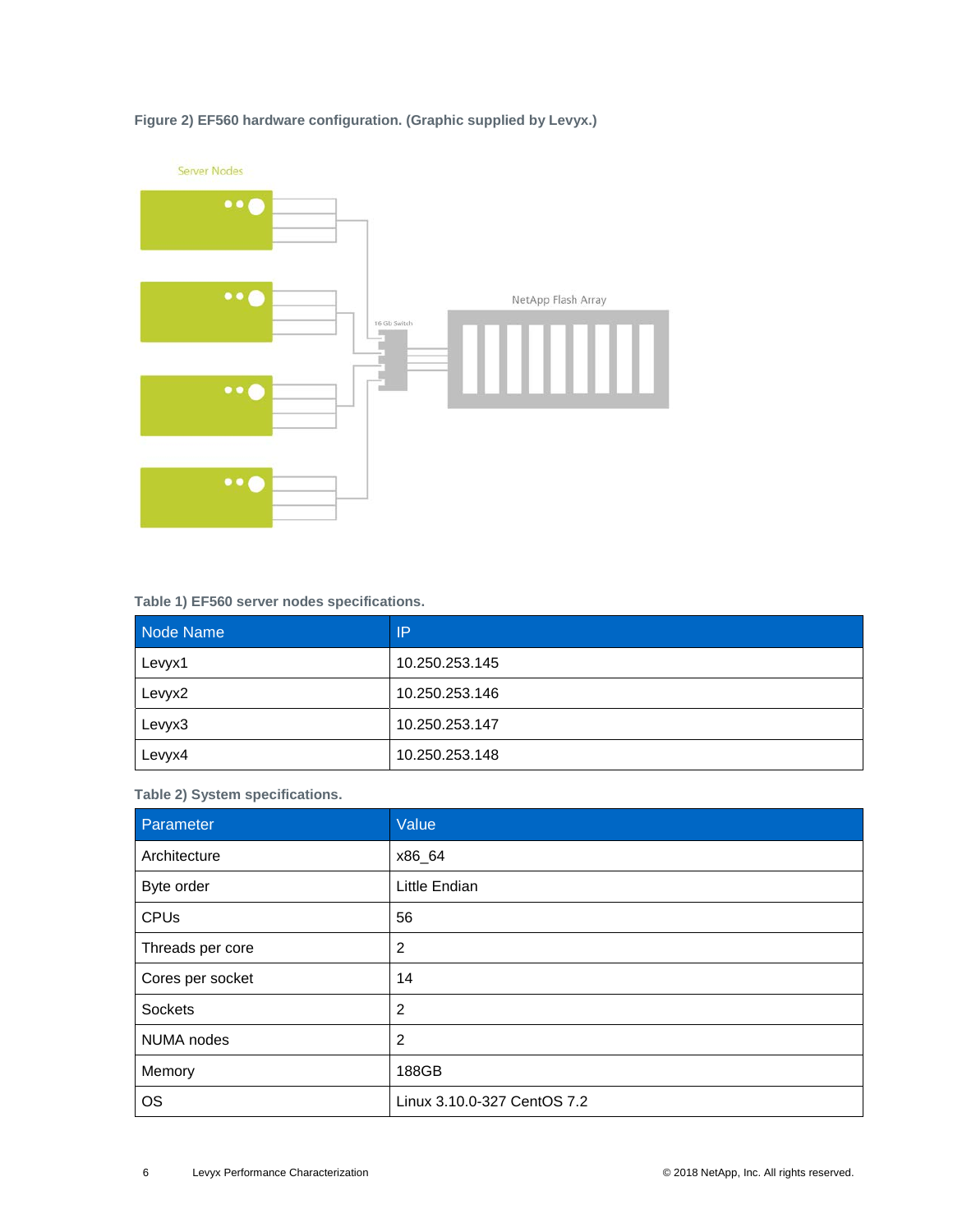**Figure 2) EF560 hardware configuration. (Graphic supplied by Levyx.)**

**Table 1) EF560 server nodes specifications.**

| Node Name | IP |
|---|---|
| Levyx1 | 10.250.253.145 |
| Levyx2 | 10.250.253.146 |
| Levyx3 | 10.250.253.147 |
| Levyx4 | 10.250.253.148 |

**Table 2) System specifications.**

| Parameter | Value |
|---|---|
| Architecture | x86_64 |
| Byte order | Little Endian |
| CPUs | 56 |
| Threads per core | 2 |
| Cores per socket | 14 |
| Sockets | 2 |
| NUMA nodes | 2 |
| Memory | 188GB |
| OS | Linux 3.10.0-327 CentOS 7.2 |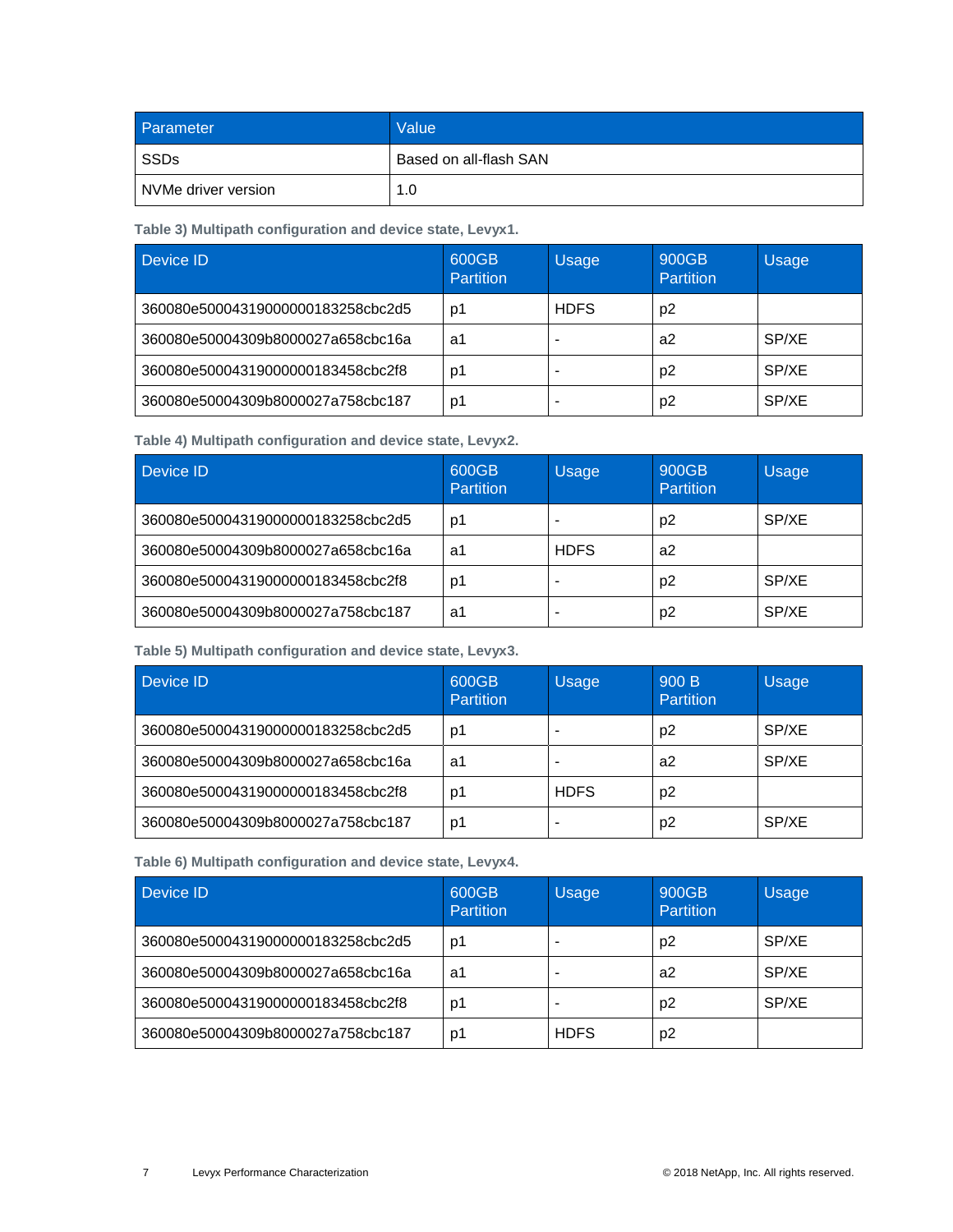| Parameter | Value |
|---|---|
| SSDs | Based on all-flash SAN |
| NVMe driver version | 1.0 |

Table 3) Multipath configuration and device state, Levyx1.

| Device ID | 600GB Partition | Usage | 900GB Partition | Usage |
|---|---|---|---|---|
| 360080e50004319000000183258cbc2d5 | p1 | HDFS | p2 | |
| 360080e50004309b8000027a658cbc16a | a1 | - | a2 | SP/XE |
| 360080e50004319000000183458cbc2f8 | p1 | - | p2 | SP/XE |
| 360080e50004309b8000027a758cbc187 | p1 | - | p2 | SP/XE |

Table 4) Multipath configuration and device state, Levyx2.

| Device ID | 600GB Partition | Usage | 900GB Partition | Usage |
|---|---|---|---|---|
| 360080e50004319000000183258cbc2d5 | p1 | - | p2 | SP/XE |
| 360080e50004309b8000027a658cbc16a | a1 | HDFS | a2 | |
| 360080e50004319000000183458cbc2f8 | p1 | - | p2 | SP/XE |
| 360080e50004309b8000027a758cbc187 | a1 | - | p2 | SP/XE |

Table 5) Multipath configuration and device state, Levyx3.

| Device ID | 600GB Partition | Usage | 900 B Partition | Usage |
|---|---|---|---|---|
| 360080e50004319000000183258cbc2d5 | p1 | - | p2 | SP/XE |
| 360080e50004309b8000027a658cbc16a | a1 | - | a2 | SP/XE |
| 360080e50004319000000183458cbc2f8 | p1 | HDFS | p2 | |
| 360080e50004309b8000027a758cbc187 | p1 | - | p2 | SP/XE |

Table 6) Multipath configuration and device state, Levyx4.

| Device ID | 600GB Partition | Usage | 900GB Partition | Usage |
|---|---|---|---|---|
| 360080e50004319000000183258cbc2d5 | p1 | - | p2 | SP/XE |
| 360080e50004309b8000027a658cbc16a | a1 | - | a2 | SP/XE |
| 360080e50004319000000183458cbc2f8 | p1 | - | p2 | SP/XE |
| 360080e50004309b8000027a758cbc187 | p1 | HDFS | p2 | |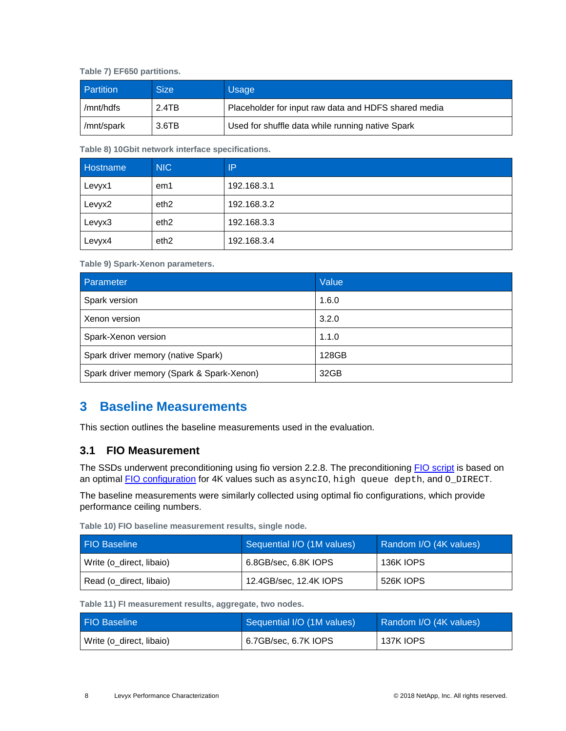Table 7) EF650 partitions.

| Partition | Size | Usage |
|---|---|---|
| /mnt/hdfs | 2.4TB | Placeholder for input raw data and HDFS shared media |
| /mnt/spark | 3.6TB | Used for shuffle data while running native Spark |

Table 8) 10Gbit network interface specifications.

| Hostname | NIC | IP |
|---|---|---|
| Levyx1 | em1 | 192.168.3.1 |
| Levyx2 | eth2 | 192.168.3.2 |
| Levyx3 | eth2 | 192.168.3.3 |
| Levyx4 | eth2 | 192.168.3.4 |

Table 9) Spark-Xenon parameters.

| Parameter | Value |
|---|---|
| Spark version | 1.6.0 |
| Xenon version | 3.2.0 |
| Spark-Xenon version | 1.1.0 |
| Spark driver memory (native Spark) | 128GB |
| Spark driver memory (Spark & Spark-Xenon) | 32GB |

# 3 Baseline Measurements

This section outlines the baseline measurements used in the evaluation.

## 3.1 FIO Measurement

The SSDs underwent preconditioning using fio version 2.2.8. The preconditioning FIO script is based on an optimal FIO configuration for 4K values such as `asyncIO`, `high queue depth`, and `O_DIRECT`.

The baseline measurements were similarly collected using optimal fio configurations, which provide performance ceiling numbers.

Table 10) FIO baseline measurement results, single node.

| FIO Baseline | Sequential I/O (1M values) | Random I/O (4K values) |
|---|---|---|
| Write (o_direct, libaio) | 6.8GB/sec, 6.8K IOPS | 136K IOPS |
| Read (o_direct, libaio) | 12.4GB/sec, 12.4K IOPS | 526K IOPS |

Table 11) FI measurement results, aggregate, two nodes.

| FIO Baseline | Sequential I/O (1M values) | Random I/O (4K values) |
|---|---|---|
| Write (o_direct, libaio) | 6.7GB/sec, 6.7K IOPS | 137K IOPS |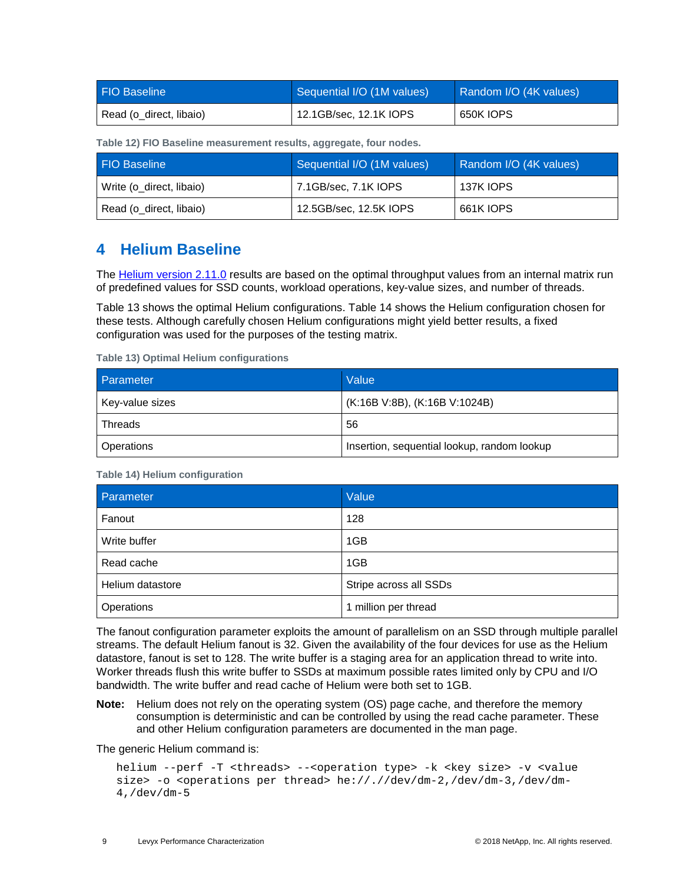| FIO Baseline | Sequential I/O (1M values) | Random I/O (4K values) |
| --- | --- | --- |
| Read (o_direct, libaio) | 12.1GB/sec, 12.1K IOPS | 650K IOPS |

**Table 12) FIO Baseline measurement results, aggregate, four nodes.**

| FIO Baseline | Sequential I/O (1M values) | Random I/O (4K values) |
| --- | --- | --- |
| Write (o_direct, libaio) | 7.1GB/sec, 7.1K IOPS | 137K IOPS |
| Read (o_direct, libaio) | 12.5GB/sec, 12.5K IOPS | 661K IOPS |

# 4 Helium Baseline

The Helium version 2.11.0 results are based on the optimal throughput values from an internal matrix run of predefined values for SSD counts, workload operations, key-value sizes, and number of threads.

Table 13 shows the optimal Helium configurations. Table 14 shows the Helium configuration chosen for these tests. Although carefully chosen Helium configurations might yield better results, a fixed configuration was used for the purposes of the testing matrix.

**Table 13) Optimal Helium configurations**

| Parameter | Value |
| --- | --- |
| Key-value sizes | (K:16B V:8B), (K:16B V:1024B) |
| Threads | 56 |
| Operations | Insertion, sequential lookup, random lookup |

**Table 14) Helium configuration**

| Parameter | Value |
| --- | --- |
| Fanout | 128 |
| Write buffer | 1GB |
| Read cache | 1GB |
| Helium datastore | Stripe across all SSDs |
| Operations | 1 million per thread |

The fanout configuration parameter exploits the amount of parallelism on an SSD through multiple parallel streams. The default Helium fanout is 32. Given the availability of the four devices for use as the Helium datastore, fanout is set to 128. The write buffer is a staging area for an application thread to write into. Worker threads flush this write buffer to SSDs at maximum possible rates limited only by CPU and I/O bandwidth. The write buffer and read cache of Helium were both set to 1GB.

**Note:** Helium does not rely on the operating system (OS) page cache, and therefore the memory consumption is deterministic and can be controlled by using the read cache parameter. These and other Helium configuration parameters are documented in the man page.

The generic Helium command is:

```
helium --perf -T <threads> --<operation type> -k <key size> -v <value
size> -o <operations per thread> he://.//dev/dm-2,/dev/dm-3,/dev/dm-
4,/dev/dm-5
```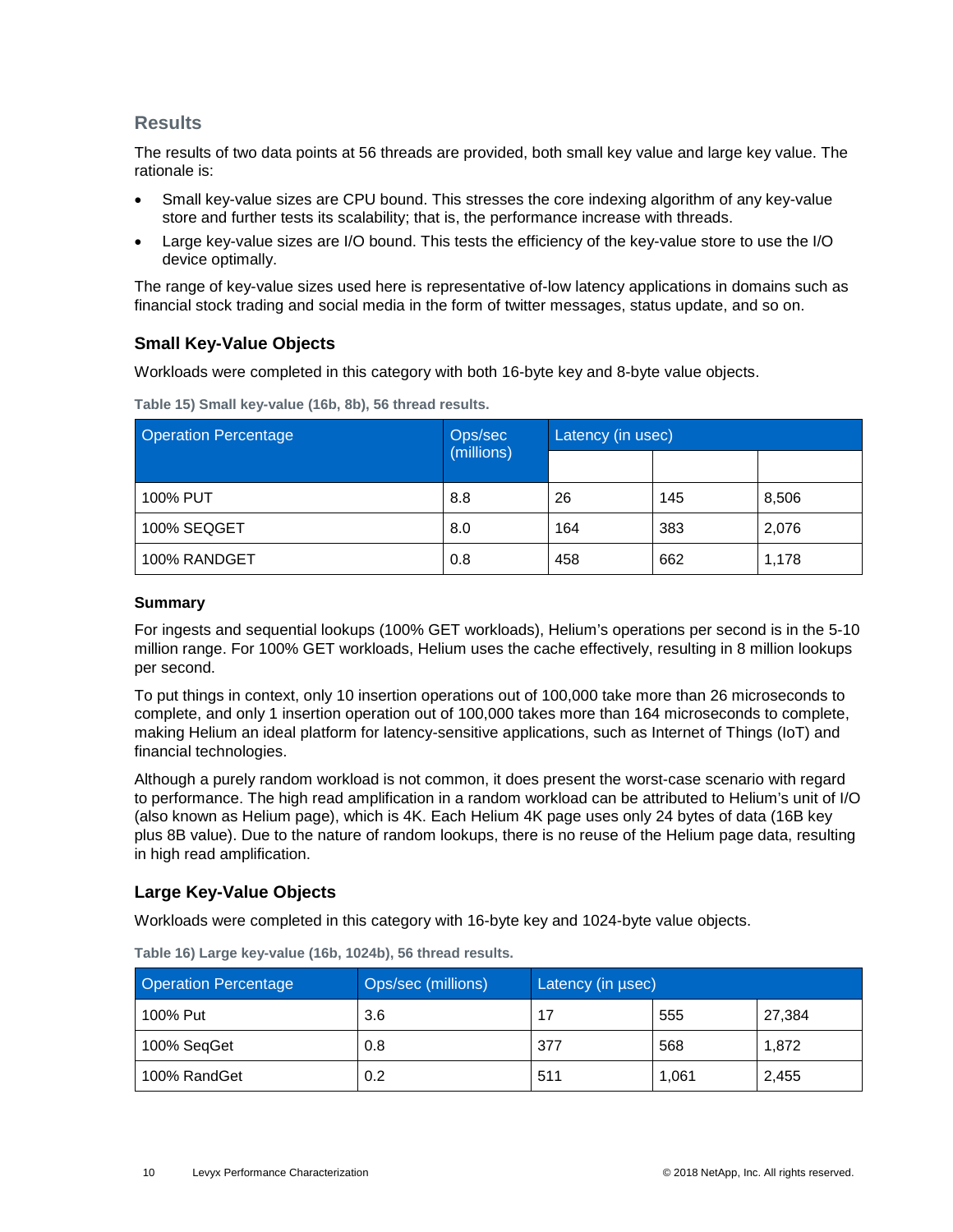## Results

The results of two data points at 56 threads are provided, both small key value and large key value. The rationale is:

- Small key-value sizes are CPU bound. This stresses the core indexing algorithm of any key-value store and further tests its scalability; that is, the performance increase with threads.
- Large key-value sizes are I/O bound. This tests the efficiency of the key-value store to use the I/O device optimally.

The range of key-value sizes used here is representative of-low latency applications in domains such as financial stock trading and social media in the form of twitter messages, status update, and so on.

### Small Key-Value Objects

Workloads were completed in this category with both 16-byte key and 8-byte value objects.

**Table 15) Small key-value (16b, 8b), 56 thread results.**

| Operation Percentage | Ops/sec (millions) | Latency (in usec) | | |
|---|---|---|---|---|
| | | | | |
| 100% PUT | 8.8 | 26 | 145 | 8,506 |
| 100% SEQGET | 8.0 | 164 | 383 | 2,076 |
| 100% RANDGET | 0.8 | 458 | 662 | 1,178 |

#### Summary

For ingests and sequential lookups (100% GET workloads), Helium's operations per second is in the 5-10 million range. For 100% GET workloads, Helium uses the cache effectively, resulting in 8 million lookups per second.

To put things in context, only 10 insertion operations out of 100,000 take more than 26 microseconds to complete, and only 1 insertion operation out of 100,000 takes more than 164 microseconds to complete, making Helium an ideal platform for latency-sensitive applications, such as Internet of Things (IoT) and financial technologies.

Although a purely random workload is not common, it does present the worst-case scenario with regard to performance. The high read amplification in a random workload can be attributed to Helium's unit of I/O (also known as Helium page), which is 4K. Each Helium 4K page uses only 24 bytes of data (16B key plus 8B value). Due to the nature of random lookups, there is no reuse of the Helium page data, resulting in high read amplification.

### Large Key-Value Objects

Workloads were completed in this category with 16-byte key and 1024-byte value objects.

**Table 16) Large key-value (16b, 1024b), 56 thread results.**

| Operation Percentage | Ops/sec (millions) | Latency (in µsec) | | |
|---|---|---|---|---|
| 100% Put | 3.6 | 17 | 555 | 27,384 |
| 100% SeqGet | 0.8 | 377 | 568 | 1,872 |
| 100% RandGet | 0.2 | 511 | 1,061 | 2,455 |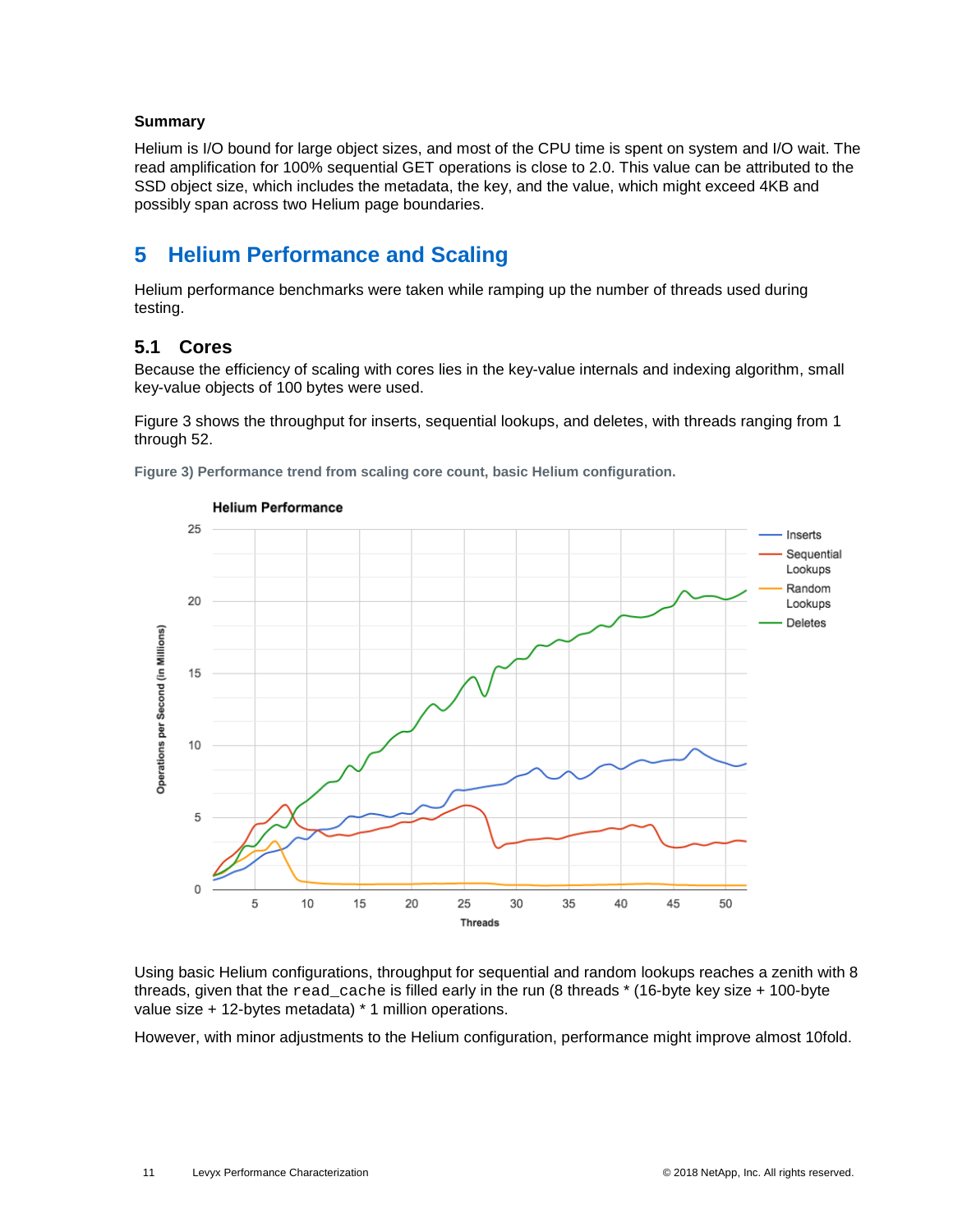**Summary**

Helium is I/O bound for large object sizes, and most of the CPU time is spent on system and I/O wait. The read amplification for 100% sequential GET operations is close to 2.0. This value can be attributed to the SSD object size, which includes the metadata, the key, and the value, which might exceed 4KB and possibly span across two Helium page boundaries.

# 5 Helium Performance and Scaling

Helium performance benchmarks were taken while ramping up the number of threads used during testing.

## 5.1 Cores

Because the efficiency of scaling with cores lies in the key-value internals and indexing algorithm, small key-value objects of 100 bytes were used.

Figure 3 shows the throughput for inserts, sequential lookups, and deletes, with threads ranging from 1 through 52.

**Figure 3) Performance trend from scaling core count, basic Helium configuration.**

Using basic Helium configurations, throughput for sequential and random lookups reaches a zenith with 8 threads, given that the `read_cache` is filled early in the run (8 threads * (16-byte key size + 100-byte value size + 12-bytes metadata) * 1 million operations.

However, with minor adjustments to the Helium configuration, performance might improve almost 10fold.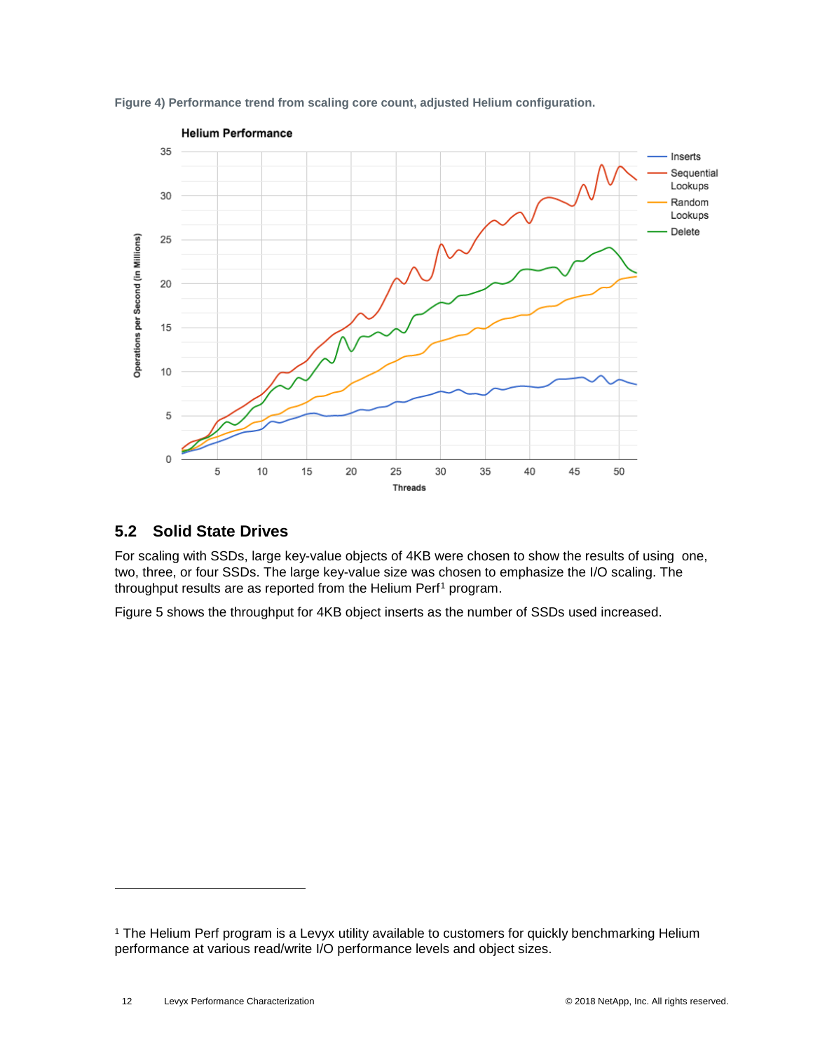Figure 4) Performance trend from scaling core count, adjusted Helium configuration.

## 5.2 Solid State Drives

For scaling with SSDs, large key-value objects of 4KB were chosen to show the results of using one, two, three, or four SSDs. The large key-value size was chosen to emphasize the I/O scaling. The throughput results are as reported from the Helium Perf[1] program.

Figure 5 shows the throughput for 4KB object inserts as the number of SSDs used increased.

[1] The Helium Perf program is a Levyx utility available to customers for quickly benchmarking Helium performance at various read/write I/O performance levels and object sizes.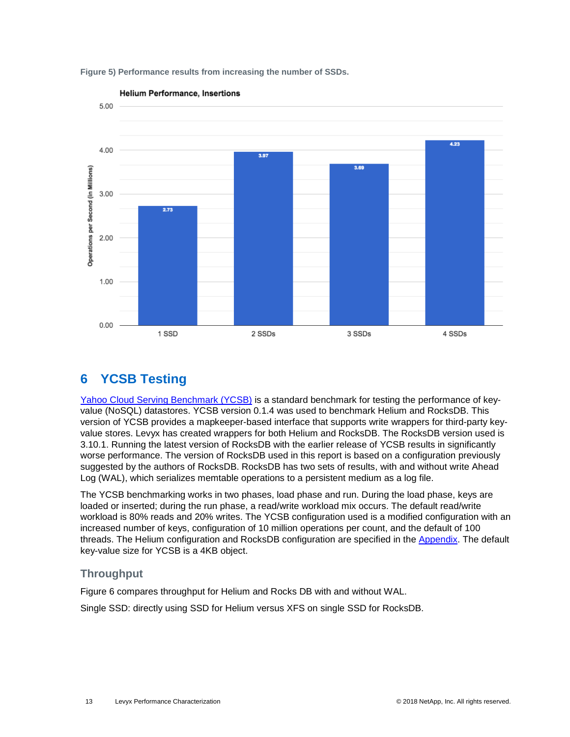Figure 5) Performance results from increasing the number of SSDs.

**Helium Performance, Insertions**

| | 1 SSD | 2 SSDs | 3 SSDs | 4 SSDs |
|---|---|---|---|---|
| Operations per Second (in Millions) | 2.73 | 3.97 | 3.69 | 4.23 |

## 6 YCSB Testing

Yahoo Cloud Serving Benchmark (YCSB) is a standard benchmark for testing the performance of key-value (NoSQL) datastores. YCSB version 0.1.4 was used to benchmark Helium and RocksDB. This version of YCSB provides a mapkeeper-based interface that supports write wrappers for third-party key-value stores. Levyx has created wrappers for both Helium and RocksDB. The RocksDB version used is 3.10.1. Running the latest version of RocksDB with the earlier release of YCSB results in significantly worse performance. The version of RocksDB used in this report is based on a configuration previously suggested by the authors of RocksDB. RocksDB has two sets of results, with and without write Ahead Log (WAL), which serializes memtable operations to a persistent medium as a log file.

The YCSB benchmarking works in two phases, load phase and run. During the load phase, keys are loaded or inserted; during the run phase, a read/write workload mix occurs. The default read/write workload is 80% reads and 20% writes. The YCSB configuration used is a modified configuration with an increased number of keys, configuration of 10 million operations per count, and the default of 100 threads. The Helium configuration and RocksDB configuration are specified in the Appendix. The default key-value size for YCSB is a 4KB object.

### Throughput

Figure 6 compares throughput for Helium and Rocks DB with and without WAL.

Single SSD: directly using SSD for Helium versus XFS on single SSD for RocksDB.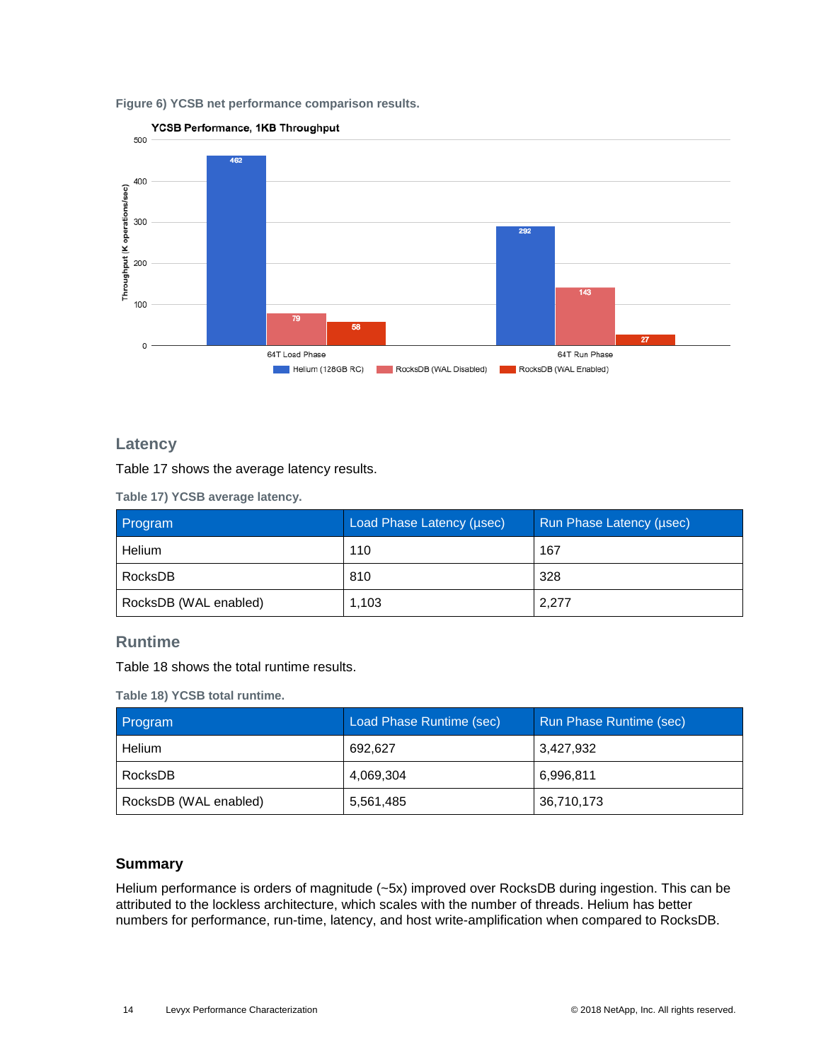**Figure 6) YCSB net performance comparison results.**

YCSB Performance, 1KB Throughput

| | Helium (128GB RC) | RocksDB (WAL Disabled) | RocksDB (WAL Enabled) |
|---|---|---|---|
| 64T Load Phase | 462 | 79 | 58 |
| 64T Run Phase | 292 | 143 | 27 |

Throughput (K operations/sec)

## Latency

Table 17 shows the average latency results.

**Table 17) YCSB average latency.**

| Program | Load Phase Latency (µsec) | Run Phase Latency (µsec) |
|---|---|---|
| Helium | 110 | 167 |
| RocksDB | 810 | 328 |
| RocksDB (WAL enabled) | 1,103 | 2,277 |

## Runtime

Table 18 shows the total runtime results.

**Table 18) YCSB total runtime.**

| Program | Load Phase Runtime (sec) | Run Phase Runtime (sec) |
|---|---|---|
| Helium | 692,627 | 3,427,932 |
| RocksDB | 4,069,304 | 6,996,811 |
| RocksDB (WAL enabled) | 5,561,485 | 36,710,173 |

### Summary

Helium performance is orders of magnitude (~5x) improved over RocksDB during ingestion. This can be attributed to the lockless architecture, which scales with the number of threads. Helium has better numbers for performance, run-time, latency, and host write-amplification when compared to RocksDB.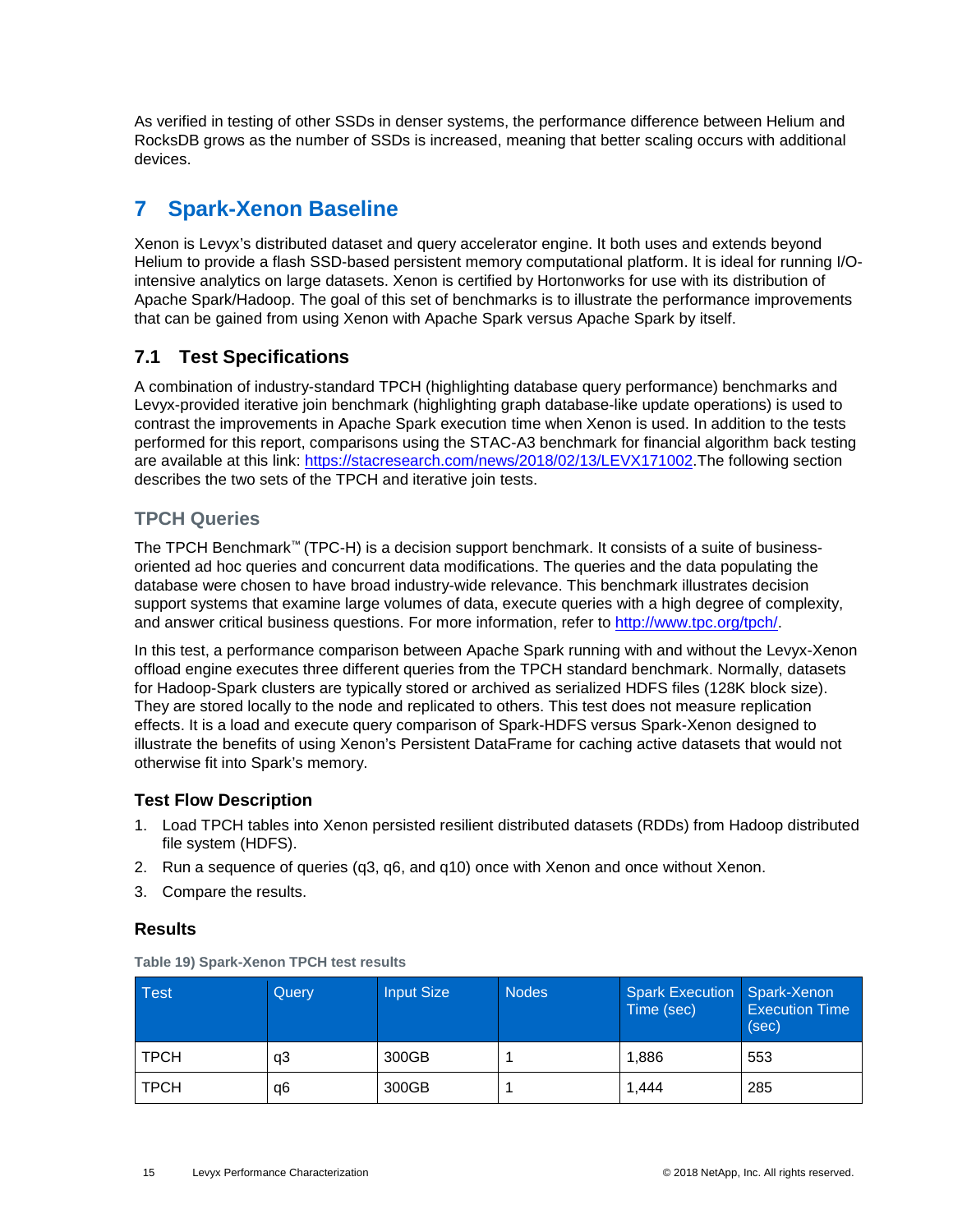As verified in testing of other SSDs in denser systems, the performance difference between Helium and RocksDB grows as the number of SSDs is increased, meaning that better scaling occurs with additional devices.

# 7 Spark-Xenon Baseline

Xenon is Levyx's distributed dataset and query accelerator engine. It both uses and extends beyond Helium to provide a flash SSD-based persistent memory computational platform. It is ideal for running I/O-intensive analytics on large datasets. Xenon is certified by Hortonworks for use with its distribution of Apache Spark/Hadoop. The goal of this set of benchmarks is to illustrate the performance improvements that can be gained from using Xenon with Apache Spark versus Apache Spark by itself.

## 7.1 Test Specifications

A combination of industry-standard TPCH (highlighting database query performance) benchmarks and Levyx-provided iterative join benchmark (highlighting graph database-like update operations) is used to contrast the improvements in Apache Spark execution time when Xenon is used. In addition to the tests performed for this report, comparisons using the STAC-A3 benchmark for financial algorithm back testing are available at this link: [https://stacresearch.com/news/2018/02/13/LEVX171002](https://stacresearch.com/news/2018/02/13/LEVX171002).The following section describes the two sets of the TPCH and iterative join tests.

### TPCH Queries

The TPCH Benchmark™ (TPC-H) is a decision support benchmark. It consists of a suite of business-oriented ad hoc queries and concurrent data modifications. The queries and the data populating the database were chosen to have broad industry-wide relevance. This benchmark illustrates decision support systems that examine large volumes of data, execute queries with a high degree of complexity, and answer critical business questions. For more information, refer to [http://www.tpc.org/tpch/](http://www.tpc.org/tpch/).

In this test, a performance comparison between Apache Spark running with and without the Levyx-Xenon offload engine executes three different queries from the TPCH standard benchmark. Normally, datasets for Hadoop-Spark clusters are typically stored or archived as serialized HDFS files (128K block size). They are stored locally to the node and replicated to others. This test does not measure replication effects. It is a load and execute query comparison of Spark-HDFS versus Spark-Xenon designed to illustrate the benefits of using Xenon's Persistent DataFrame for caching active datasets that would not otherwise fit into Spark's memory.

#### Test Flow Description

1. Load TPCH tables into Xenon persisted resilient distributed datasets (RDDs) from Hadoop distributed file system (HDFS).
2. Run a sequence of queries (q3, q6, and q10) once with Xenon and once without Xenon.
3. Compare the results.

#### Results

**Table 19) Spark-Xenon TPCH test results**

| Test | Query | Input Size | Nodes | Spark Execution Time (sec) | Spark-Xenon Execution Time (sec) |
|---|---|---|---|---|---|
| TPCH | q3 | 300GB | 1 | 1,886 | 553 |
| TPCH | q6 | 300GB | 1 | 1,444 | 285 |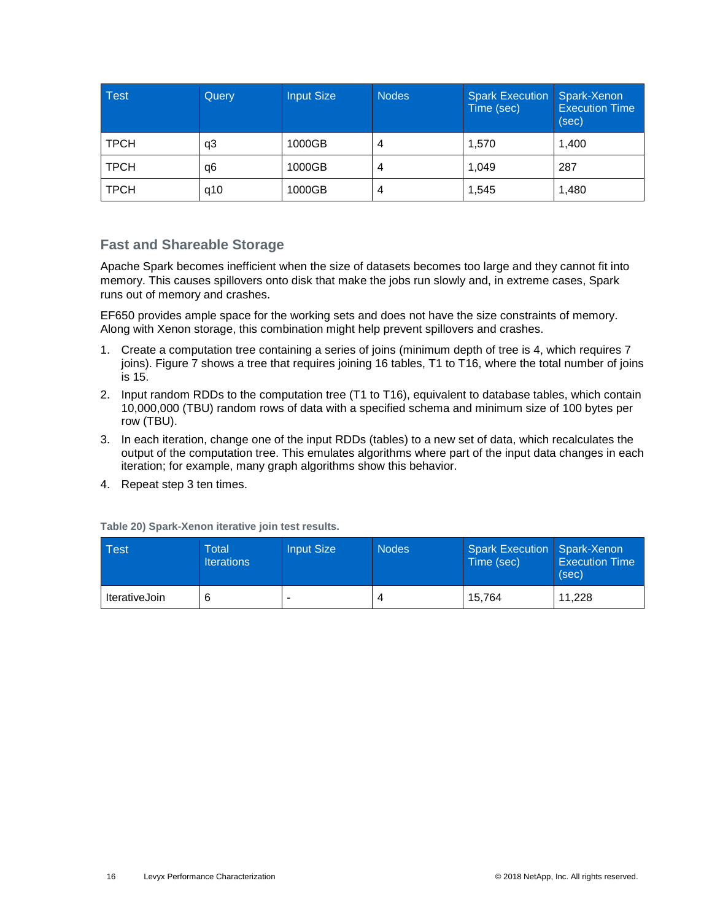| Test | Query | Input Size | Nodes | Spark Execution Time (sec) | Spark-Xenon Execution Time (sec) |
|---|---|---|---|---|---|
| TPCH | q3 | 1000GB | 4 | 1,570 | 1,400 |
| TPCH | q6 | 1000GB | 4 | 1,049 | 287 |
| TPCH | q10 | 1000GB | 4 | 1,545 | 1,480 |

## Fast and Shareable Storage

Apache Spark becomes inefficient when the size of datasets becomes too large and they cannot fit into memory. This causes spillovers onto disk that make the jobs run slowly and, in extreme cases, Spark runs out of memory and crashes.

EF650 provides ample space for the working sets and does not have the size constraints of memory. Along with Xenon storage, this combination might help prevent spillovers and crashes.

1. Create a computation tree containing a series of joins (minimum depth of tree is 4, which requires 7 joins). Figure 7 shows a tree that requires joining 16 tables, T1 to T16, where the total number of joins is 15.
2. Input random RDDs to the computation tree (T1 to T16), equivalent to database tables, which contain 10,000,000 (TBU) random rows of data with a specified schema and minimum size of 100 bytes per row (TBU).
3. In each iteration, change one of the input RDDs (tables) to a new set of data, which recalculates the output of the computation tree. This emulates algorithms where part of the input data changes in each iteration; for example, many graph algorithms show this behavior.
4. Repeat step 3 ten times.

**Table 20) Spark-Xenon iterative join test results.**

| Test | Total Iterations | Input Size | Nodes | Spark Execution Time (sec) | Spark-Xenon Execution Time (sec) |
|---|---|---|---|---|---|
| IterativeJoin | 6 | - | 4 | 15,764 | 11,228 |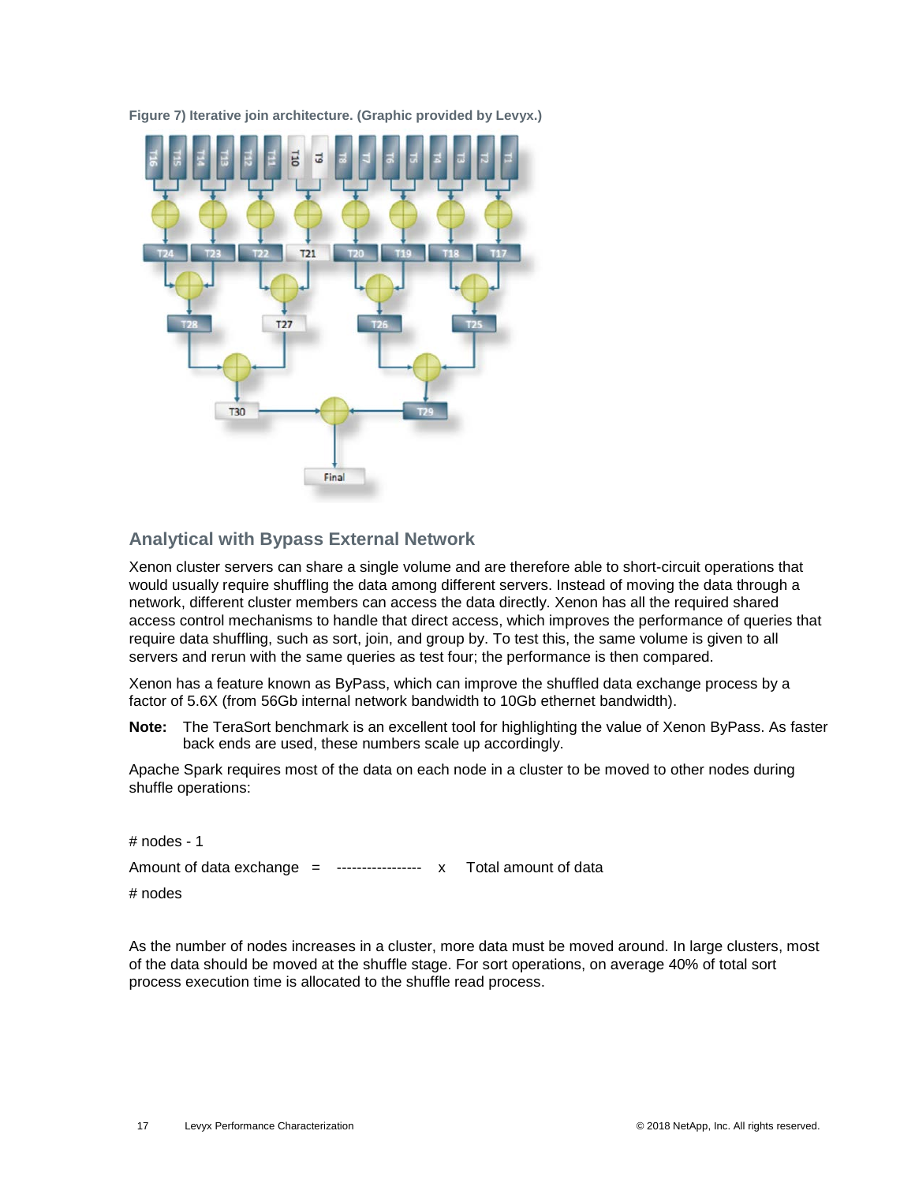Figure 7) Iterative join architecture. (Graphic provided by Levyx.)

## Analytical with Bypass External Network

Xenon cluster servers can share a single volume and are therefore able to short-circuit operations that would usually require shuffling the data among different servers. Instead of moving the data through a network, different cluster members can access the data directly. Xenon has all the required shared access control mechanisms to handle that direct access, which improves the performance of queries that require data shuffling, such as sort, join, and group by. To test this, the same volume is given to all servers and rerun with the same queries as test four; the performance is then compared.

Xenon has a feature known as ByPass, which can improve the shuffled data exchange process by a factor of 5.6X (from 56Gb internal network bandwidth to 10Gb ethernet bandwidth).

**Note:** The TeraSort benchmark is an excellent tool for highlighting the value of Xenon ByPass. As faster back ends are used, these numbers scale up accordingly.

Apache Spark requires most of the data on each node in a cluster to be moved to other nodes during shuffle operations:

$$\text{Amount of data exchange} = \frac{\#\text{ nodes} - 1}{\#\text{ nodes}} \times \text{Total amount of data}$$

As the number of nodes increases in a cluster, more data must be moved around. In large clusters, most of the data should be moved at the shuffle stage. For sort operations, on average 40% of total sort process execution time is allocated to the shuffle read process.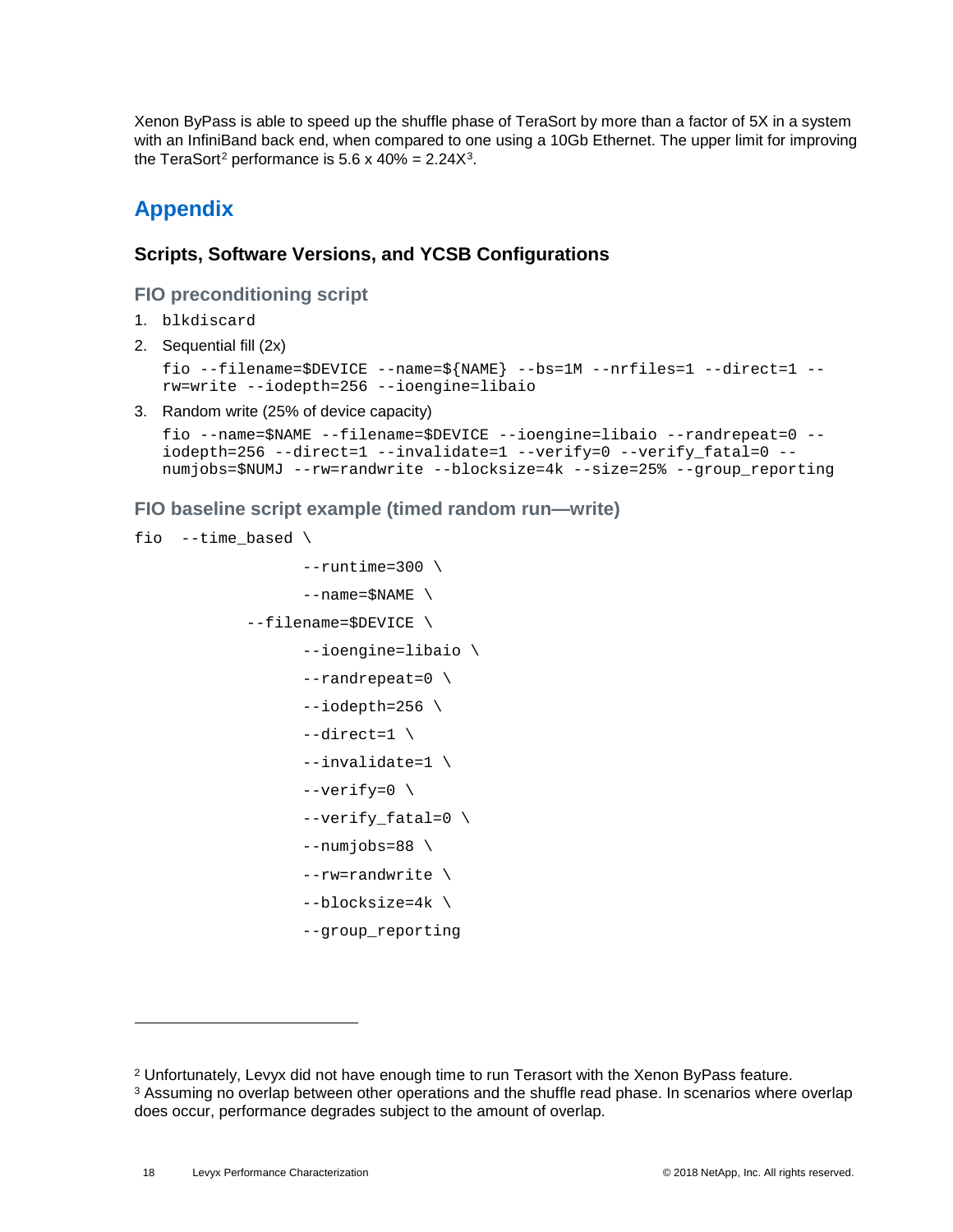Xenon ByPass is able to speed up the shuffle phase of TeraSort by more than a factor of 5X in a system with an InfiniBand back end, when compared to one using a 10Gb Ethernet. The upper limit for improving the TeraSort[2] performance is 5.6 x 40% = 2.24X[3].

# Appendix

## Scripts, Software Versions, and YCSB Configurations

### FIO preconditioning script

1. `blkdiscard`
2. Sequential fill (2x)

   ```
   fio --filename=$DEVICE --name=${NAME} --bs=1M --nrfiles=1 --direct=1 --rw=write --iodepth=256 --ioengine=libaio
   ```

3. Random write (25% of device capacity)

   ```
   fio --name=$NAME --filename=$DEVICE --ioengine=libaio --randrepeat=0 --iodepth=256 --direct=1 --invalidate=1 --verify=0 --verify_fatal=0 --numjobs=$NUMJ --rw=randwrite --blocksize=4k --size=25% --group_reporting
   ```

### FIO baseline script example (timed random run—write)

```
fio  --time_based \
                  --runtime=300 \
                  --name=$NAME \
            --filename=$DEVICE \
                  --ioengine=libaio \
                  --randrepeat=0 \
                  --iodepth=256 \
                  --direct=1 \
                  --invalidate=1 \
                  --verify=0 \
                  --verify_fatal=0 \
                  --numjobs=88 \
                  --rw=randwrite \
                  --blocksize=4k \
                  --group_reporting
```

---

[2] Unfortunately, Levyx did not have enough time to run Terasort with the Xenon ByPass feature.

[3] Assuming no overlap between other operations and the shuffle read phase. In scenarios where overlap does occur, performance degrades subject to the amount of overlap.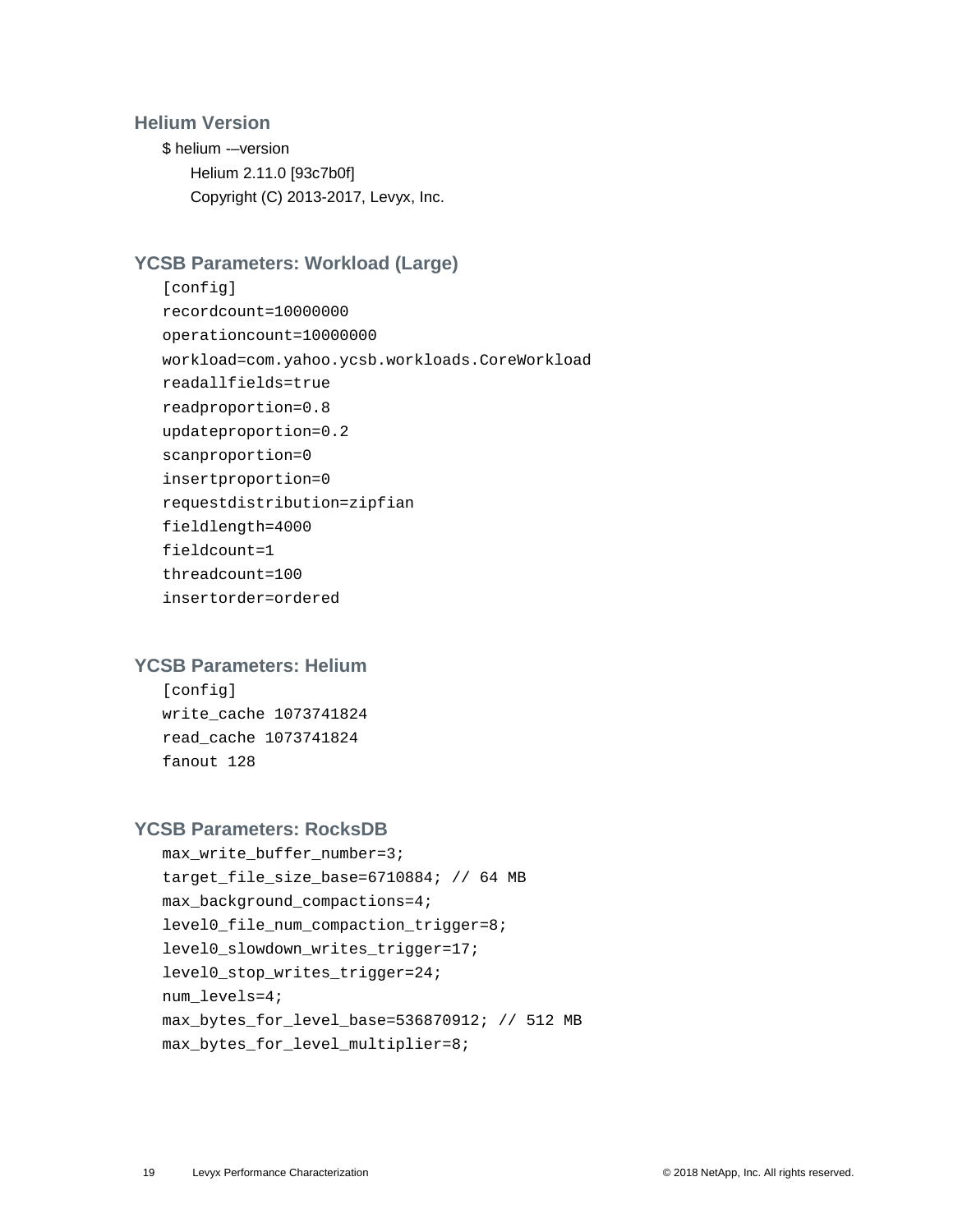### Helium Version

```
$ helium -–version
    Helium 2.11.0 [93c7b0f]
    Copyright (C) 2013-2017, Levyx, Inc.
```

### YCSB Parameters: Workload (Large)

```
[config]
recordcount=10000000
operationcount=10000000
workload=com.yahoo.ycsb.workloads.CoreWorkload
readallfields=true
readproportion=0.8
updateproportion=0.2
scanproportion=0
insertproportion=0
requestdistribution=zipfian
fieldlength=4000
fieldcount=1
threadcount=100
insertorder=ordered
```

### YCSB Parameters: Helium

```
[config]
write_cache 1073741824
read_cache 1073741824
fanout 128
```

### YCSB Parameters: RocksDB

```
max_write_buffer_number=3;
target_file_size_base=6710884; // 64 MB
max_background_compactions=4;
level0_file_num_compaction_trigger=8;
level0_slowdown_writes_trigger=17;
level0_stop_writes_trigger=24;
num_levels=4;
max_bytes_for_level_base=536870912; // 512 MB
max_bytes_for_level_multiplier=8;
```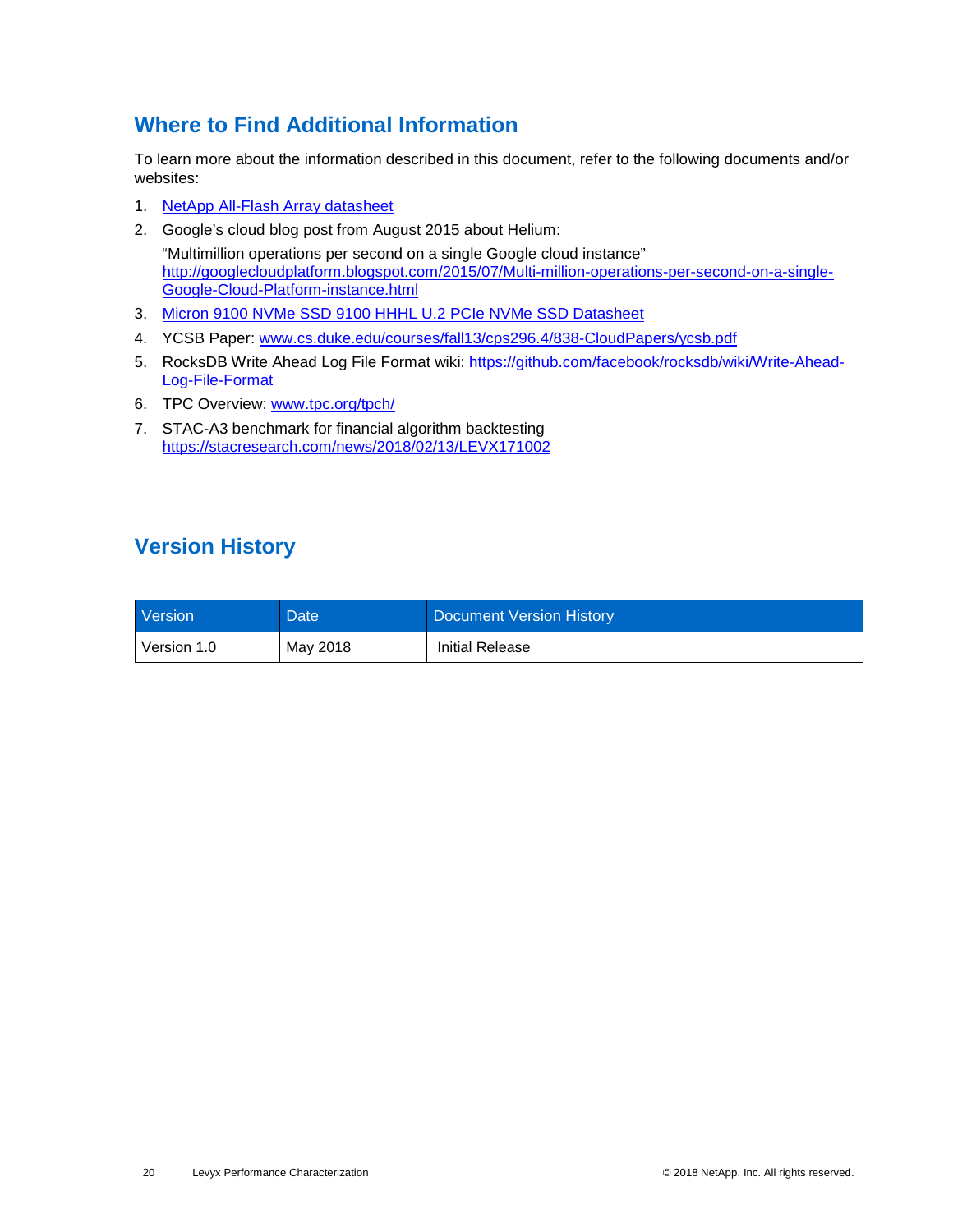## Where to Find Additional Information

To learn more about the information described in this document, refer to the following documents and/or websites:

1. NetApp All-Flash Array datasheet
2. Google's cloud blog post from August 2015 about Helium:
   "Multimillion operations per second on a single Google cloud instance"
   http://googlecloudplatform.blogspot.com/2015/07/Multi-million-operations-per-second-on-a-single-Google-Cloud-Platform-instance.html
3. Micron 9100 NVMe SSD 9100 HHHL U.2 PCIe NVMe SSD Datasheet
4. YCSB Paper: www.cs.duke.edu/courses/fall13/cps296.4/838-CloudPapers/ycsb.pdf
5. RocksDB Write Ahead Log File Format wiki: https://github.com/facebook/rocksdb/wiki/Write-Ahead-Log-File-Format
6. TPC Overview: www.tpc.org/tpch/
7. STAC-A3 benchmark for financial algorithm backtesting
   https://stacresearch.com/news/2018/02/13/LEVX171002

## Version History

| Version | Date | Document Version History |
| --- | --- | --- |
| Version 1.0 | May 2018 | Initial Release |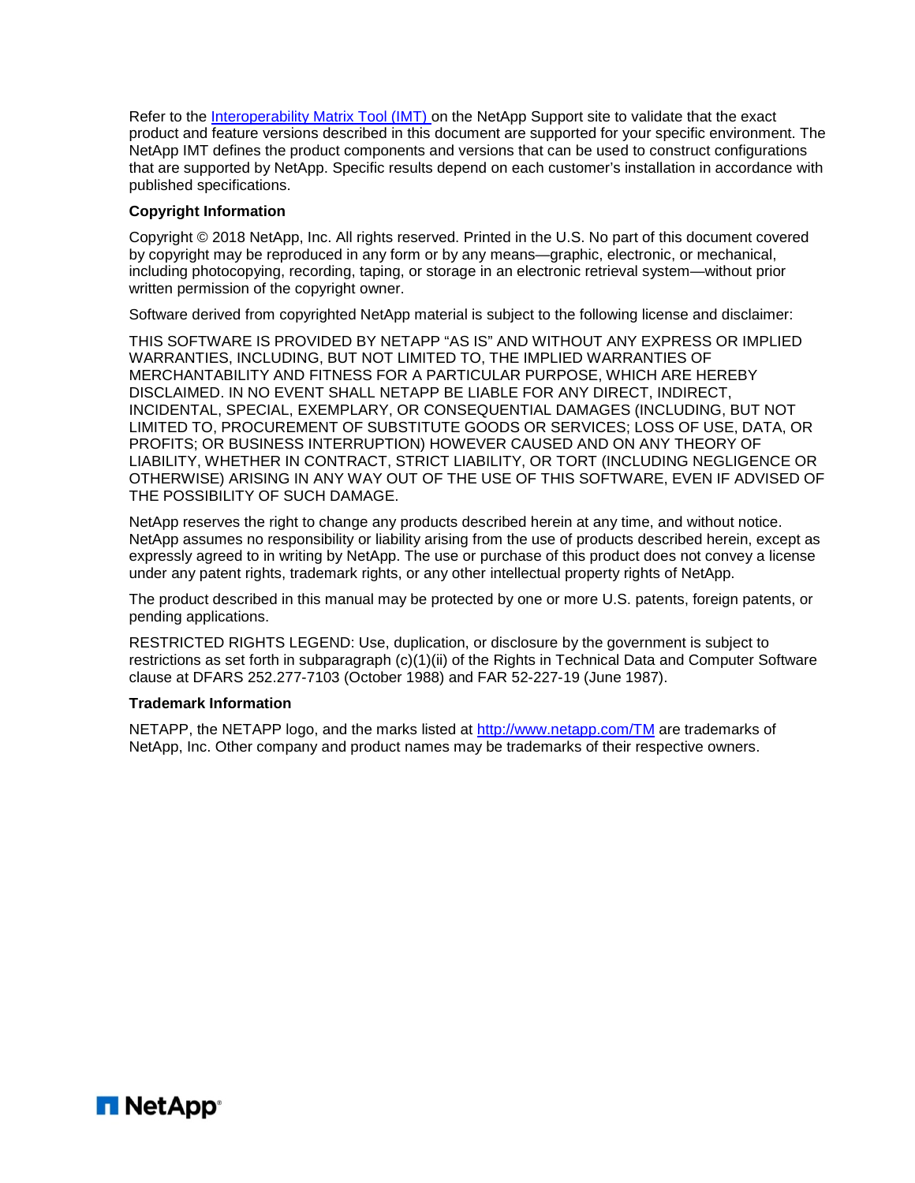Refer to the [Interoperability Matrix Tool (IMT)](#) on the NetApp Support site to validate that the exact product and feature versions described in this document are supported for your specific environment. The NetApp IMT defines the product components and versions that can be used to construct configurations that are supported by NetApp. Specific results depend on each customer's installation in accordance with published specifications.

**Copyright Information**

Copyright © 2018 NetApp, Inc. All rights reserved. Printed in the U.S. No part of this document covered by copyright may be reproduced in any form or by any means—graphic, electronic, or mechanical, including photocopying, recording, taping, or storage in an electronic retrieval system—without prior written permission of the copyright owner.

Software derived from copyrighted NetApp material is subject to the following license and disclaimer:

THIS SOFTWARE IS PROVIDED BY NETAPP "AS IS" AND WITHOUT ANY EXPRESS OR IMPLIED WARRANTIES, INCLUDING, BUT NOT LIMITED TO, THE IMPLIED WARRANTIES OF MERCHANTABILITY AND FITNESS FOR A PARTICULAR PURPOSE, WHICH ARE HEREBY DISCLAIMED. IN NO EVENT SHALL NETAPP BE LIABLE FOR ANY DIRECT, INDIRECT, INCIDENTAL, SPECIAL, EXEMPLARY, OR CONSEQUENTIAL DAMAGES (INCLUDING, BUT NOT LIMITED TO, PROCUREMENT OF SUBSTITUTE GOODS OR SERVICES; LOSS OF USE, DATA, OR PROFITS; OR BUSINESS INTERRUPTION) HOWEVER CAUSED AND ON ANY THEORY OF LIABILITY, WHETHER IN CONTRACT, STRICT LIABILITY, OR TORT (INCLUDING NEGLIGENCE OR OTHERWISE) ARISING IN ANY WAY OUT OF THE USE OF THIS SOFTWARE, EVEN IF ADVISED OF THE POSSIBILITY OF SUCH DAMAGE.

NetApp reserves the right to change any products described herein at any time, and without notice. NetApp assumes no responsibility or liability arising from the use of products described herein, except as expressly agreed to in writing by NetApp. The use or purchase of this product does not convey a license under any patent rights, trademark rights, or any other intellectual property rights of NetApp.

The product described in this manual may be protected by one or more U.S. patents, foreign patents, or pending applications.

RESTRICTED RIGHTS LEGEND: Use, duplication, or disclosure by the government is subject to restrictions as set forth in subparagraph (c)(1)(ii) of the Rights in Technical Data and Computer Software clause at DFARS 252.277-7103 (October 1988) and FAR 52-227-19 (June 1987).

**Trademark Information**

NETAPP, the NETAPP logo, and the marks listed at [http://www.netapp.com/TM](http://www.netapp.com/TM) are trademarks of NetApp, Inc. Other company and product names may be trademarks of their respective owners.

NetApp®